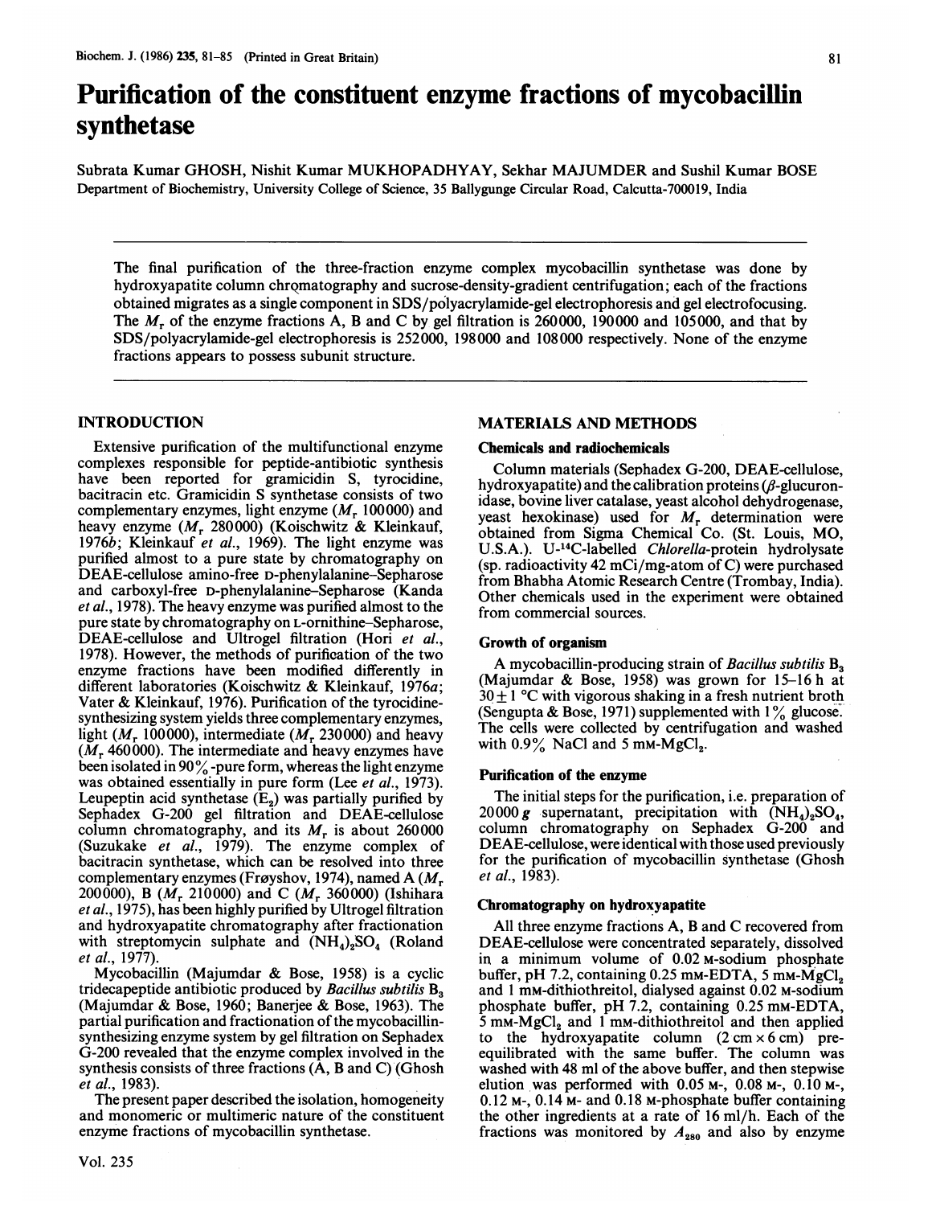# Purification of the constituent enzyme fractions of mycobacillin synthetase

Subrata Kumar GHOSH, Nishit Kumar MUKHOPADHYAY, Sekhar MAJUMDER and Sushil Kumar BOSE
Department of Biochemistry, University College of Science, 35 Ballygunge Circular Road, Calcutta-700019, India

The final purification of the three-fraction enzyme complex mycobacillin synthetase was done by hydroxyapatite column chromatography and sucrose-density-gradient centrifugation; each of the fractions obtained migrates as a single component in SDS/polyacrylamide-gel electrophoresis and gel electrofocusing. The $M_r$ of the enzyme fractions A, B and C by gel filtration is 260000, 190000 and 105000, and that by SDS/polyacrylamide-gel electrophoresis is 252000, 198000 and 108000 respectively. None of the enzyme fractions appears to possess subunit structure.

## INTRODUCTION

Extensive purification of the multifunctional enzyme complexes responsible for peptide-antibiotic synthesis have been reported for gramicidin S, tyrocidine, bacitracin etc. Gramicidin S synthetase consists of two complementary enzymes, light enzyme ($M_r$ 100000) and heavy enzyme ($M_r$ 280000) (Koischwitz & Kleinkauf, 1976*b*; Kleinkauf *et al.*, 1969). The light enzyme was purified almost to a pure state by chromatography on DEAE-cellulose amino-free D-phenylalanine–Sepharose and carboxyl-free D-phenylalanine–Sepharose (Kanda *et al.*, 1978). The heavy enzyme was purified almost to the pure state by chromatography on L-ornithine–Sepharose, DEAE-cellulose and Ultrogel filtration (Hori *et al.*, 1978). However, the methods of purification of the two enzyme fractions have been modified differently in different laboratories (Koischwitz & Kleinkauf, 1976*a*; Vater & Kleinkauf, 1976). Purification of the tyrocidine-synthesizing system yields three complementary enzymes, light ($M_r$ 100000), intermediate ($M_r$ 230000) and heavy ($M_r$ 460000). The intermediate and heavy enzymes have been isolated in 90%-pure form, whereas the light enzyme was obtained essentially in pure form (Lee *et al.*, 1973). Leupeptin acid synthetase ($E_2$) was partially purified by Sephadex G-200 gel filtration and DEAE-cellulose column chromatography, and its $M_r$ is about 260000 (Suzukake *et al.*, 1979). The enzyme complex of bacitracin synthetase, which can be resolved into three complementary enzymes (Frøyshov, 1974), named A ($M_r$ 200000), B ($M_r$ 210000) and C ($M_r$ 360000) (Ishihara *et al.*, 1975), has been highly purified by Ultrogel filtration and hydroxyapatite chromatography after fractionation with streptomycin sulphate and $(NH_4)_2SO_4$ (Roland *et al.*, 1977).

Mycobacillin (Majumdar & Bose, 1958) is a cyclic tridecapeptide antibiotic produced by *Bacillus subtilis* $B_3$ (Majumdar & Bose, 1960; Banerjee & Bose, 1963). The partial purification and fractionation of the mycobacillin-synthesizing enzyme system by gel filtration on Sephadex G-200 revealed that the enzyme complex involved in the synthesis consists of three fractions (A, B and C) (Ghosh *et al.*, 1983).

The present paper described the isolation, homogeneity and monomeric or multimeric nature of the constituent enzyme fractions of mycobacillin synthetase.

## MATERIALS AND METHODS

### Chemicals and radiochemicals

Column materials (Sephadex G-200, DEAE-cellulose, hydroxyapatite) and the calibration proteins (β-glucuronidase, bovine liver catalase, yeast alcohol dehydrogenase, yeast hexokinase) used for $M_r$ determination were obtained from Sigma Chemical Co. (St. Louis, MO, U.S.A.). U-$^{14}$C-labelled *Chlorella*-protein hydrolysate (sp. radioactivity 42 mCi/mg-atom of C) were purchased from Bhabha Atomic Research Centre (Trombay, India). Other chemicals used in the experiment were obtained from commercial sources.

### Growth of organism

A mycobacillin-producing strain of *Bacillus subtilis* $B_3$ (Majumdar & Bose, 1958) was grown for 15–16 h at 30 ± 1 °C with vigorous shaking in a fresh nutrient broth (Sengupta & Bose, 1971) supplemented with 1% glucose. The cells were collected by centrifugation and washed with 0.9% NaCl and 5 mM-$MgCl_2$.

### Purification of the enzyme

The initial steps for the purification, i.e. preparation of 20000 *g* supernatant, precipitation with $(NH_4)_2SO_4$, column chromatography on Sephadex G-200 and DEAE-cellulose, were identical with those used previously for the purification of mycobacillin synthetase (Ghosh *et al.*, 1983).

### Chromatography on hydroxyapatite

All three enzyme fractions A, B and C recovered from DEAE-cellulose were concentrated separately, dissolved in a minimum volume of 0.02 M-sodium phosphate buffer, pH 7.2, containing 0.25 mM-EDTA, 5 mM-$MgCl_2$ and 1 mM-dithiothreitol, dialysed against 0.02 M-sodium phosphate buffer, pH 7.2, containing 0.25 mM-EDTA, 5 mM-$MgCl_2$ and 1 mM-dithiothreitol and then applied to the hydroxyapatite column (2 cm × 6 cm) pre-equilibrated with the same buffer. The column was washed with 48 ml of the above buffer, and then stepwise elution was performed with 0.05 M-, 0.08 M-, 0.10 M-, 0.12 M-, 0.14 M- and 0.18 M-phosphate buffer containing the other ingredients at a rate of 16 ml/h. Each of the fractions was monitored by $A_{280}$ and also by enzyme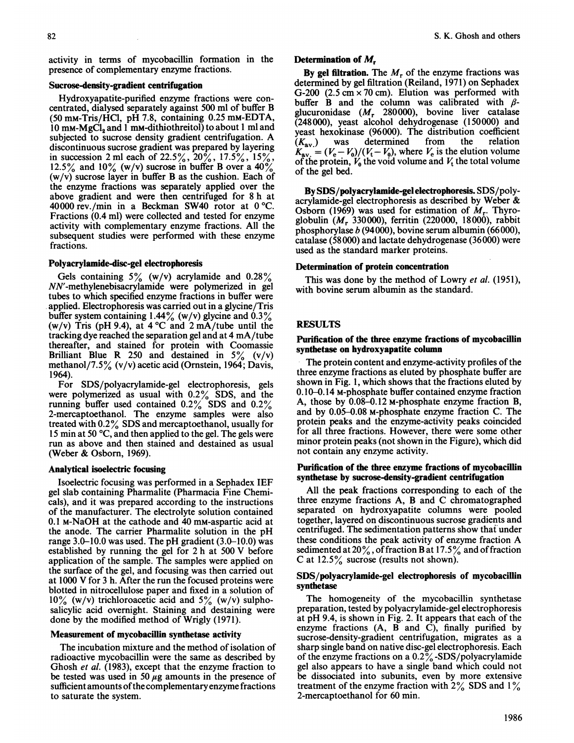activity in terms of mycobacillin formation in the presence of complementary enzyme fractions.

### Sucrose-density-gradient centrifugation

Hydroxyapatite-purified enzyme fractions were concentrated, dialysed separately against 500 ml of buffer B (50 mM-Tris/HCl, pH 7.8, containing 0.25 mM-EDTA, 10 mM-$MgCl_2$ and 1 mM-dithiothreitol) to about 1 ml and subjected to sucrose density gradient centrifugation. A discontinuous sucrose gradient was prepared by layering in succession 2 ml each of 22.5%, 20%, 17.5%, 15%, 12.5% and 10% (w/v) sucrose in buffer B over a 40% (w/v) sucrose layer in buffer B as the cushion. Each of the enzyme fractions was separately applied over the above gradient and were then centrifuged for 8 h at 40000 rev./min in a Beckman SW40 rotor at 0 °C. Fractions (0.4 ml) were collected and tested for enzyme activity with complementary enzyme fractions. All the subsequent studies were performed with these enzyme fractions.

### Polyacrylamide-disc-gel electrophoresis

Gels containing 5% (w/v) acrylamide and 0.28% *NN'*-methylenebisacrylamide were polymerized in gel tubes to which specified enzyme fractions in buffer were applied. Electrophoresis was carried out in a glycine/Tris buffer system containing 1.44% (w/v) glycine and 0.3% (w/v) Tris (pH 9.4), at 4 °C and 2 mA/tube until the tracking dye reached the separation gel and at 4 mA/tube thereafter, and stained for protein with Coomassie Brilliant Blue R 250 and destained in 5% (v/v) methanol/7.5% (v/v) acetic acid (Ornstein, 1964; Davis, 1964).

For SDS/polyacrylamide-gel electrophoresis, gels were polymerized as usual with 0.2% SDS, and the running buffer used contained 0.2% SDS and 0.2% 2-mercaptoethanol. The enzyme samples were also treated with 0.2% SDS and mercaptoethanol, usually for 15 min at 50 °C, and then applied to the gel. The gels were run as above and then stained and destained as usual (Weber & Osborn, 1969).

### Analytical isoelectric focusing

Isoelectric focusing was performed in a Sephadex IEF gel slab containing Pharmalite (Pharmacia Fine Chemicals), and it was prepared according to the instructions of the manufacturer. The electrolyte solution contained 0.1 M-NaOH at the cathode and 40 mM-aspartic acid at the anode. The carrier Pharmalite solution in the pH range 3.0–10.0 was used. The pH gradient (3.0–10.0) was established by running the gel for 2 h at 500 V before application of the sample. The samples were applied on the surface of the gel, and focusing was then carried out at 1000 V for 3 h. After the run the focused proteins were blotted in nitrocellulose paper and fixed in a solution of 10% (w/v) trichloroacetic acid and 5% (w/v) sulphosalicylic acid overnight. Staining and destaining were done by the modified method of Wrigly (1971).

### Measurement of mycobacillin synthetase activity

The incubation mixture and the method of isolation of radioactive mycobacillin were the same as described by Ghosh *et al.* (1983), except that the enzyme fraction to be tested was used in 50 μg amounts in the presence of sufficient amounts of the complementary enzyme fractions to saturate the system.

### Determination of $M_r$

**By gel filtration.** The $M_r$ of the enzyme fractions was determined by gel filtration (Reiland, 1971) on Sephadex G-200 (2.5 cm × 70 cm). Elution was performed with buffer B and the column was calibrated with β-glucuronidase ($M_r$ 280000), bovine liver catalase (248000), yeast alcohol dehydrogenase (150000) and yeast hexokinase (96000). The distribution coefficient ($K_{av.}$) was determined from the relation $K_{av.} = (V_e - V_0)/(V_t - V_0)$, where $V_e$ is the elution volume of the protein, $V_0$ the void volume and $V_t$ the total volume of the gel bed.

**By SDS/polyacrylamide-gel electrophoresis.** SDS/polyacrylamide-gel electrophoresis as described by Weber & Osborn (1969) was used for estimation of $M_r$. Thyroglobulin ($M_r$ 330000), ferritin (220000, 18000), rabbit phosphorylase *b* (94000), bovine serum albumin (66000), catalase (58000) and lactate dehydrogenase (36000) were used as the standard marker proteins.

### Determination of protein concentration

This was done by the method of Lowry *et al.* (1951), with bovine serum albumin as the standard.

## RESULTS

### Purification of the three enzyme fractions of mycobacillin synthetase on hydroxyapatite column

The protein content and enzyme-activity profiles of the three enzyme fractions as eluted by phosphate buffer are shown in Fig. 1, which shows that the fractions eluted by 0.10–0.14 M-phosphate buffer contained enzyme fraction A, those by 0.08–0.12 M-phosphate enzyme fraction B, and by 0.05–0.08 M-phosphate enzyme fraction C. The protein peaks and the enzyme-activity peaks coincided for all three fractions. However, there were some other minor protein peaks (not shown in the Figure), which did not contain any enzyme activity.

### Purification of the three enzyme fractions of mycobacillin synthetase by sucrose-density-gradient centrifugation

All the peak fractions corresponding to each of the three enzyme fractions A, B and C chromatographed separated on hydroxyapatite columns were pooled together, layered on discontinuous sucrose gradients and centrifuged. The sedimentation patterns show that under these conditions the peak activity of enzyme fraction A sedimented at 20%, of fraction B at 17.5% and of fraction C at 12.5% sucrose (results not shown).

### SDS/polyacrylamide-gel electrophoresis of mycobacillin synthetase

The homogeneity of the mycobacillin synthetase preparation, tested by polyacrylamide-gel electrophoresis at pH 9.4, is shown in Fig. 2. It appears that each of the enzyme fractions (A, B and C), finally purified by sucrose-density-gradient centrifugation, migrates as a sharp single band on native disc-gel electrophoresis. Each of the enzyme fractions on a 0.2%-SDS/polyacrylamide gel also appears to have a single band which could not be dissociated into subunits, even by more extensive treatment of the enzyme fraction with 2% SDS and 1% 2-mercaptoethanol for 60 min.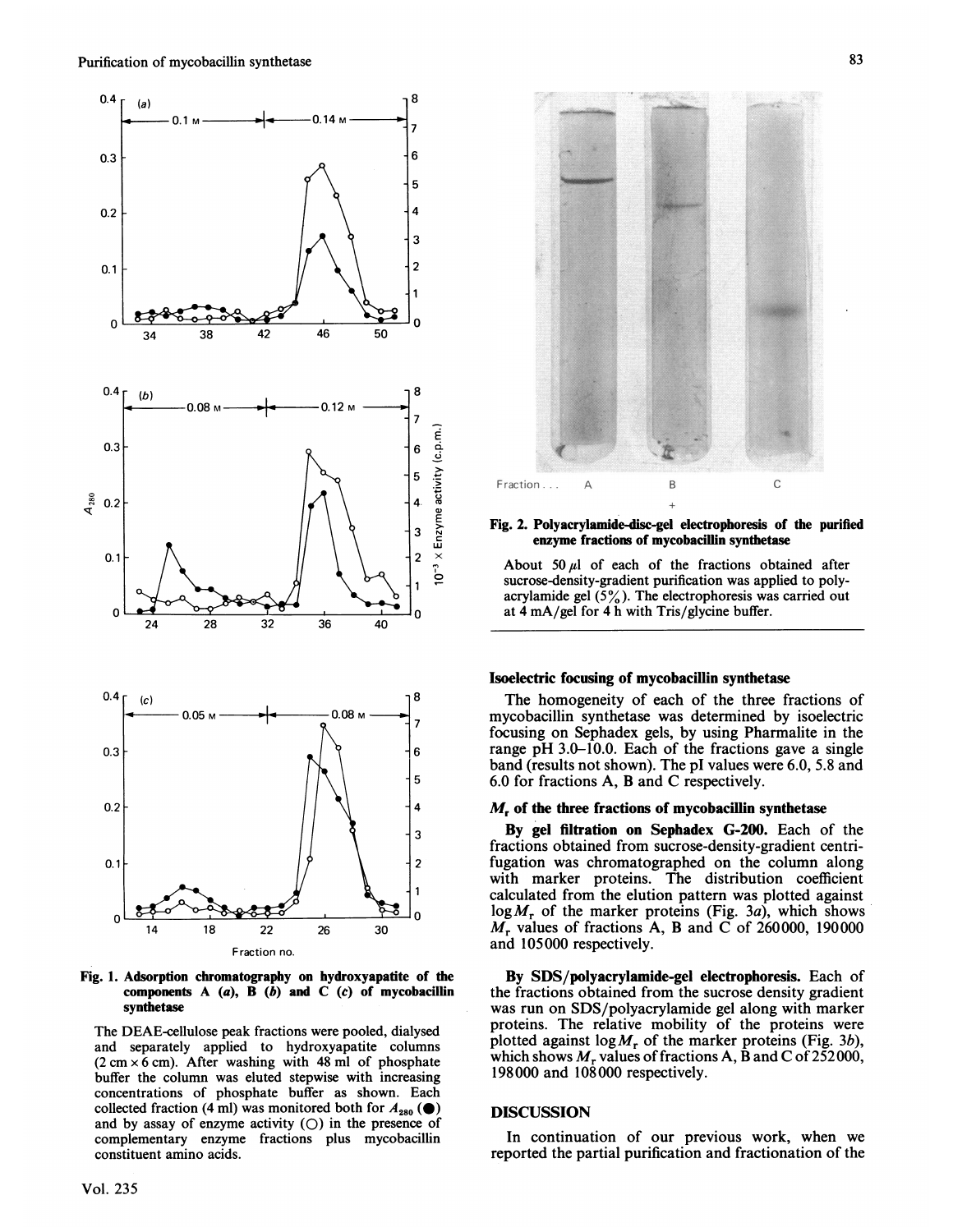**Fig. 1. Adsorption chromatography on hydroxyapatite of the components A (*a*), B (*b*) and C (*c*) of mycobacillin synthetase**

The DEAE-cellulose peak fractions were pooled, dialysed and separately applied to hydroxyapatite columns (2 cm × 6 cm). After washing with 48 ml of phosphate buffer the column was eluted stepwise with increasing concentrations of phosphate buffer as shown. Each collected fraction (4 ml) was monitored both for $A_{280}$ (●) and by assay of enzyme activity (○) in the presence of complementary enzyme fractions plus mycobacillin constituent amino acids.

**Fig. 2. Polyacrylamide-disc-gel electrophoresis of the purified enzyme fractions of mycobacillin synthetase**

About 50 μl of each of the fractions obtained after sucrose-density-gradient purification was applied to polyacrylamide gel (5%). The electrophoresis was carried out at 4 mA/gel for 4 h with Tris/glycine buffer.

### Isoelectric focusing of mycobacillin synthetase

The homogeneity of each of the three fractions of mycobacillin synthetase was determined by isoelectric focusing on Sephadex gels, by using Pharmalite in the range pH 3.0–10.0. Each of the fractions gave a single band (results not shown). The pI values were 6.0, 5.8 and 6.0 for fractions A, B and C respectively.

### $M_r$ of the three fractions of mycobacillin synthetase

**By gel filtration on Sephadex G-200.** Each of the fractions obtained from sucrose-density-gradient centrifugation was chromatographed on the column along with marker proteins. The distribution coefficient calculated from the elution pattern was plotted against $\log M_r$ of the marker proteins (Fig. 3*a*), which shows $M_r$ values of fractions A, B and C of 260000, 190000 and 105000 respectively.

**By SDS/polyacrylamide-gel electrophoresis.** Each of the fractions obtained from the sucrose density gradient was run on SDS/polyacrylamide gel along with marker proteins. The relative mobility of the proteins were plotted against $\log M_r$ of the marker proteins (Fig. 3*b*), which shows $M_r$ values of fractions A, B and C of 252000, 198000 and 108000 respectively.

## DISCUSSION

In continuation of our previous work, when we reported the partial purification and fractionation of the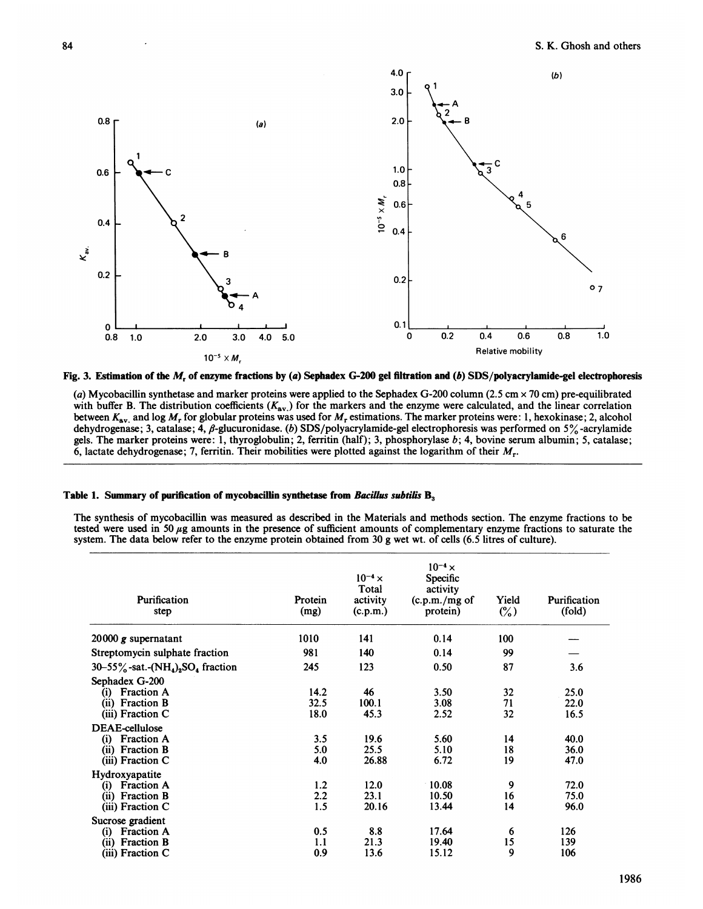**Fig. 3. Estimation of the $M_r$ of enzyme fractions by (*a*) Sephadex G-200 gel filtration and (*b*) SDS/polyacrylamide-gel electrophoresis**

(*a*) Mycobacillin synthetase and marker proteins were applied to the Sephadex G-200 column (2.5 cm × 70 cm) pre-equilibrated with buffer B. The distribution coefficients ($K_{av.}$) for the markers and the enzyme were calculated, and the linear correlation between $K_{av.}$ and log $M_r$ for globular proteins was used for $M_r$ estimations. The marker proteins were: 1, hexokinase; 2, alcohol dehydrogenase; 3, catalase; 4, β-glucuronidase. (*b*) SDS/polyacrylamide-gel electrophoresis was performed on 5%-acrylamide gels. The marker proteins were: 1, thyroglobulin; 2, ferritin (half); 3, phosphorylase *b*; 4, bovine serum albumin; 5, catalase; 6, lactate dehydrogenase; 7, ferritin. Their mobilities were plotted against the logarithm of their $M_r$.

**Table 1. Summary of purification of mycobacillin synthetase from *Bacillus subtilis* $B_3$**

The synthesis of mycobacillin was measured as described in the Materials and methods section. The enzyme fractions to be tested were used in 50 µg amounts in the presence of sufficient amounts of complementary enzyme fractions to saturate the system. The data below refer to the enzyme protein obtained from 30 g wet wt. of cells (6.5 litres of culture).

| Purification step | Protein (mg) | $10^{-4}$ × Total activity (c.p.m.) | $10^{-4}$ × Specific activity (c.p.m./mg of protein) | Yield (%) | Purification (fold) |
|---|---|---|---|---|---|
| 20000 *g* supernatant | 1010 | 141 | 0.14 | 100 | — |
| Streptomycin sulphate fraction | 981 | 140 | 0.14 | 99 | — |
| 30–55%-sat.-$(NH_4)_2SO_4$ fraction | 245 | 123 | 0.50 | 87 | 3.6 |
| Sephadex G-200 | | | | | |
| (i) Fraction A | 14.2 | 46 | 3.50 | 32 | 25.0 |
| (ii) Fraction B | 32.5 | 100.1 | 3.08 | 71 | 22.0 |
| (iii) Fraction C | 18.0 | 45.3 | 2.52 | 32 | 16.5 |
| DEAE-cellulose | | | | | |
| (i) Fraction A | 3.5 | 19.6 | 5.60 | 14 | 40.0 |
| (ii) Fraction B | 5.0 | 25.5 | 5.10 | 18 | 36.0 |
| (iii) Fraction C | 4.0 | 26.88 | 6.72 | 19 | 47.0 |
| Hydroxyapatite | | | | | |
| (i) Fraction A | 1.2 | 12.0 | 10.08 | 9 | 72.0 |
| (ii) Fraction B | 2.2 | 23.1 | 10.50 | 16 | 75.0 |
| (iii) Fraction C | 1.5 | 20.16 | 13.44 | 14 | 96.0 |
| Sucrose gradient | | | | | |
| (i) Fraction A | 0.5 | 8.8 | 17.64 | 6 | 126 |
| (ii) Fraction B | 1.1 | 21.3 | 19.40 | 15 | 139 |
| (iii) Fraction C | 0.9 | 13.6 | 15.12 | 9 | 106 |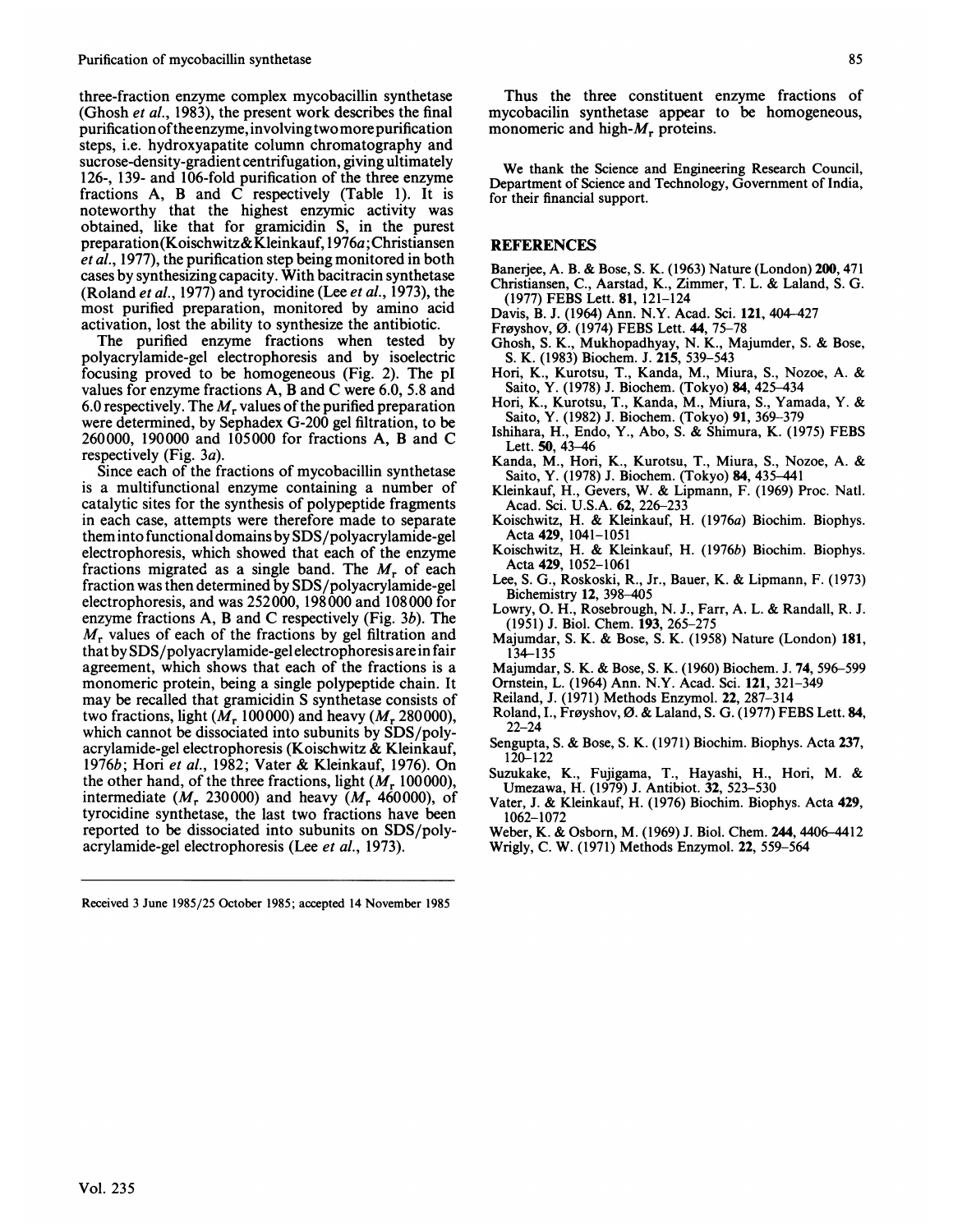three-fraction enzyme complex mycobacillin synthetase (Ghosh *et al.*, 1983), the present work describes the final purification of the enzyme, involving two more purification steps, i.e. hydroxyapatite column chromatography and sucrose-density-gradient centrifugation, giving ultimately 126-, 139- and 106-fold purification of the three enzyme fractions A, B and C respectively (Table 1). It is noteworthy that the highest enzymic activity was obtained, like that for gramicidin S, in the purest preparation (Koischwitz & Kleinkauf, 1976*a*; Christiansen *et al.*, 1977), the purification step being monitored in both cases by synthesizing capacity. With bacitracin synthetase (Roland *et al.*, 1977) and tyrocidine (Lee *et al.*, 1973), the most purified preparation, monitored by amino acid activation, lost the ability to synthesize the antibiotic.

The purified enzyme fractions when tested by polyacrylamide-gel electrophoresis and by isoelectric focusing proved to be homogeneous (Fig. 2). The pI values for enzyme fractions A, B and C were 6.0, 5.8 and 6.0 respectively. The $M_r$ values of the purified preparation were determined, by Sephadex G-200 gel filtration, to be 260000, 190000 and 105000 for fractions A, B and C respectively (Fig. 3*a*).

Since each of the fractions of mycobacillin synthetase is a multifunctional enzyme containing a number of catalytic sites for the synthesis of polypeptide fragments in each case, attempts were therefore made to separate them into functional domains by SDS/polyacrylamide-gel electrophoresis, which showed that each of the enzyme fractions migrated as a single band. The $M_r$ of each fraction was then determined by SDS/polyacrylamide-gel electrophoresis, and was 252000, 198000 and 108000 for enzyme fractions A, B and C respectively (Fig. 3*b*). The $M_r$ values of each of the fractions by gel filtration and that by SDS/polyacrylamide-gel electrophoresis are in fair agreement, which shows that each of the fractions is a monomeric protein, being a single polypeptide chain. It may be recalled that gramicidin S synthetase consists of two fractions, light ($M_r$ 100000) and heavy ($M_r$ 280000), which cannot be dissociated into subunits by SDS/polyacrylamide-gel electrophoresis (Koischwitz & Kleinkauf, 1976*b*; Hori *et al.*, 1982; Vater & Kleinkauf, 1976). On the other hand, of the three fractions, light ($M_r$ 100000), intermediate ($M_r$ 230000) and heavy ($M_r$ 460000), of tyrocidine synthetase, the last two fractions have been reported to be dissociated into subunits on SDS/polyacrylamide-gel electrophoresis (Lee *et al.*, 1973).

Thus the three constituent enzyme fractions of mycobacilin synthetase appear to be homogeneous, monomeric and high-$M_r$ proteins.

We thank the Science and Engineering Research Council, Department of Science and Technology, Government of India, for their financial support.

## REFERENCES

Banerjee, A. B. & Bose, S. K. (1963) Nature (London) **200**, 471

Christiansen, C., Aarstad, K., Zimmer, T. L. & Laland, S. G. (1977) FEBS Lett. **81**, 121–124

Davis, B. J. (1964) Ann. N.Y. Acad. Sci. **121**, 404–427

Frøyshov, Ø. (1974) FEBS Lett. **44**, 75–78

Ghosh, S. K., Mukhopadhyay, N. K., Majumder, S. & Bose, S. K. (1983) Biochem. J. **215**, 539–543

Hori, K., Kurotsu, T., Kanda, M., Miura, S., Nozoe, A. & Saito, Y. (1978) J. Biochem. (Tokyo) **84**, 425–434

Hori, K., Kurotsu, T., Kanda, M., Miura, S., Yamada, Y. & Saito, Y. (1982) J. Biochem. (Tokyo) **91**, 369–379

Ishihara, H., Endo, Y., Abo, S. & Shimura, K. (1975) FEBS Lett. **50**, 43–46

Kanda, M., Hori, K., Kurotsu, T., Miura, S., Nozoe, A. & Saito, Y. (1978) J. Biochem. (Tokyo) **84**, 435–441

Kleinkauf, H., Gevers, W. & Lipmann, F. (1969) Proc. Natl. Acad. Sci. U.S.A. **62**, 226–233

Koischwitz, H. & Kleinkauf, H. (1976*a*) Biochim. Biophys. Acta **429**, 1041–1051

Koischwitz, H. & Kleinkauf, H. (1976*b*) Biochim. Biophys. Acta **429**, 1052–1061

Lee, S. G., Roskoski, R., Jr., Bauer, K. & Lipmann, F. (1973) Bichemistry **12**, 398–405

Lowry, O. H., Rosebrough, N. J., Farr, A. L. & Randall, R. J. (1951) J. Biol. Chem. **193**, 265–275

Majumdar, S. K. & Bose, S. K. (1958) Nature (London) **181**, 134–135

Majumdar, S. K. & Bose, S. K. (1960) Biochem. J. **74**, 596–599

Ornstein, L. (1964) Ann. N.Y. Acad. Sci. **121**, 321–349

Reiland, J. (1971) Methods Enzymol. **22**, 287–314

Roland, I., Frøyshov, Ø. & Laland, S. G. (1977) FEBS Lett. **84**, 22–24

Sengupta, S. & Bose, S. K. (1971) Biochim. Biophys. Acta **237**, 120–122

Suzukake, K., Fujigama, T., Hayashi, H., Hori, M. & Umezawa, H. (1979) J. Antibiot. **32**, 523–530

Vater, J. & Kleinkauf, H. (1976) Biochim. Biophys. Acta **429**, 1062–1072

Weber, K. & Osborn, M. (1969) J. Biol. Chem. **244**, 4406–4412

Wrigly, C. W. (1971) Methods Enzymol. **22**, 559–564

Received 3 June 1985/25 October 1985; accepted 14 November 1985